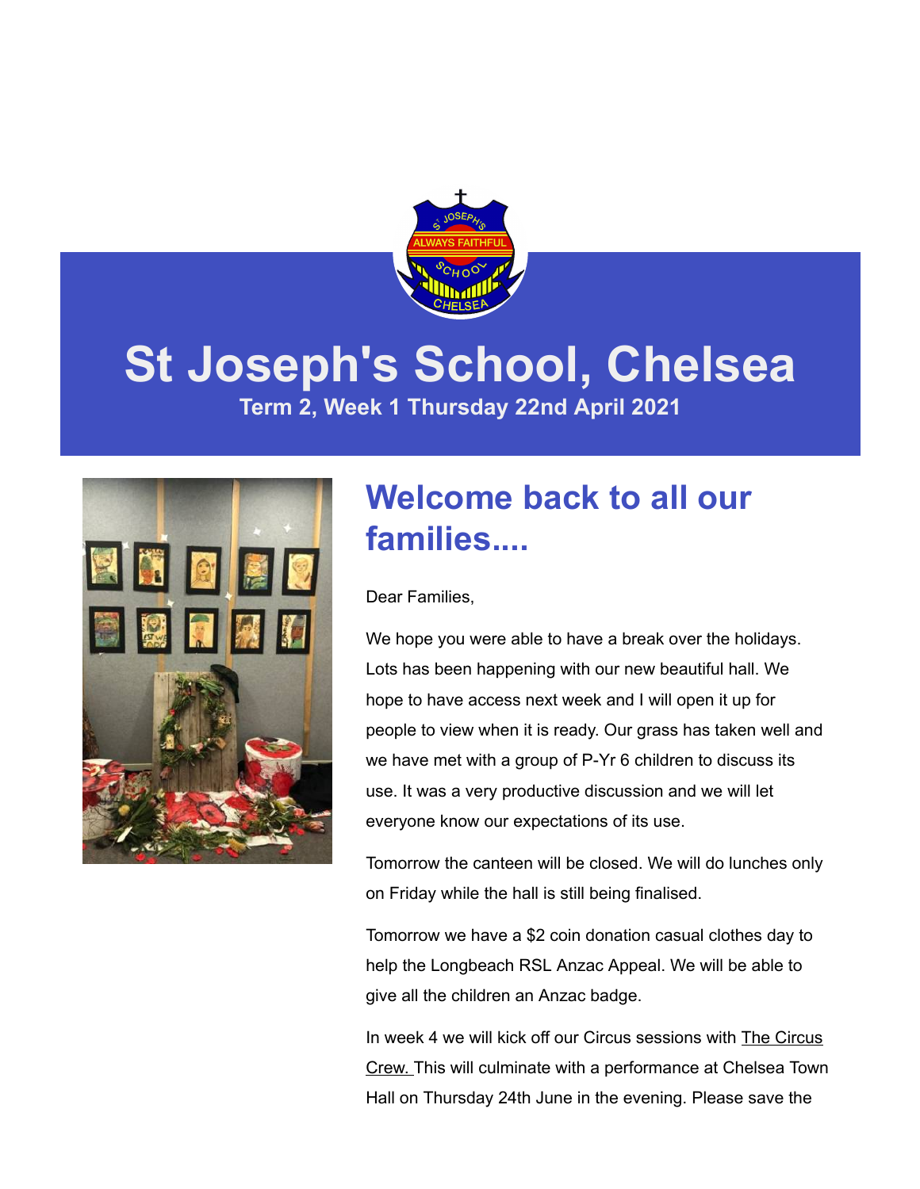# St Joseph's School, Chelsea

**Term 2, Week 1 Thursday 22nd April 2021**

## Welcome back to all our families....

Dear Families,

We hope you were able to have a break over the holidays. Lots has been happening with our new beautiful hall. We hope to have access next week and I will open it up for people to view when it is ready. Our grass has taken well and we have met with a group of P-Yr 6 children to discuss its use. It was a very productive discussion and we will let everyone know our expectations of its use.

Tomorrow the canteen will be closed. We will do lunches only on Friday while the hall is still being finalised.

Tomorrow we have a $2 coin donation casual clothes day to help the Longbeach RSL Anzac Appeal. We will be able to give all the children an Anzac badge.

In week 4 we will kick off our Circus sessions with The Circus Crew. This will culminate with a performance at Chelsea Town Hall on Thursday 24th June in the evening. Please save the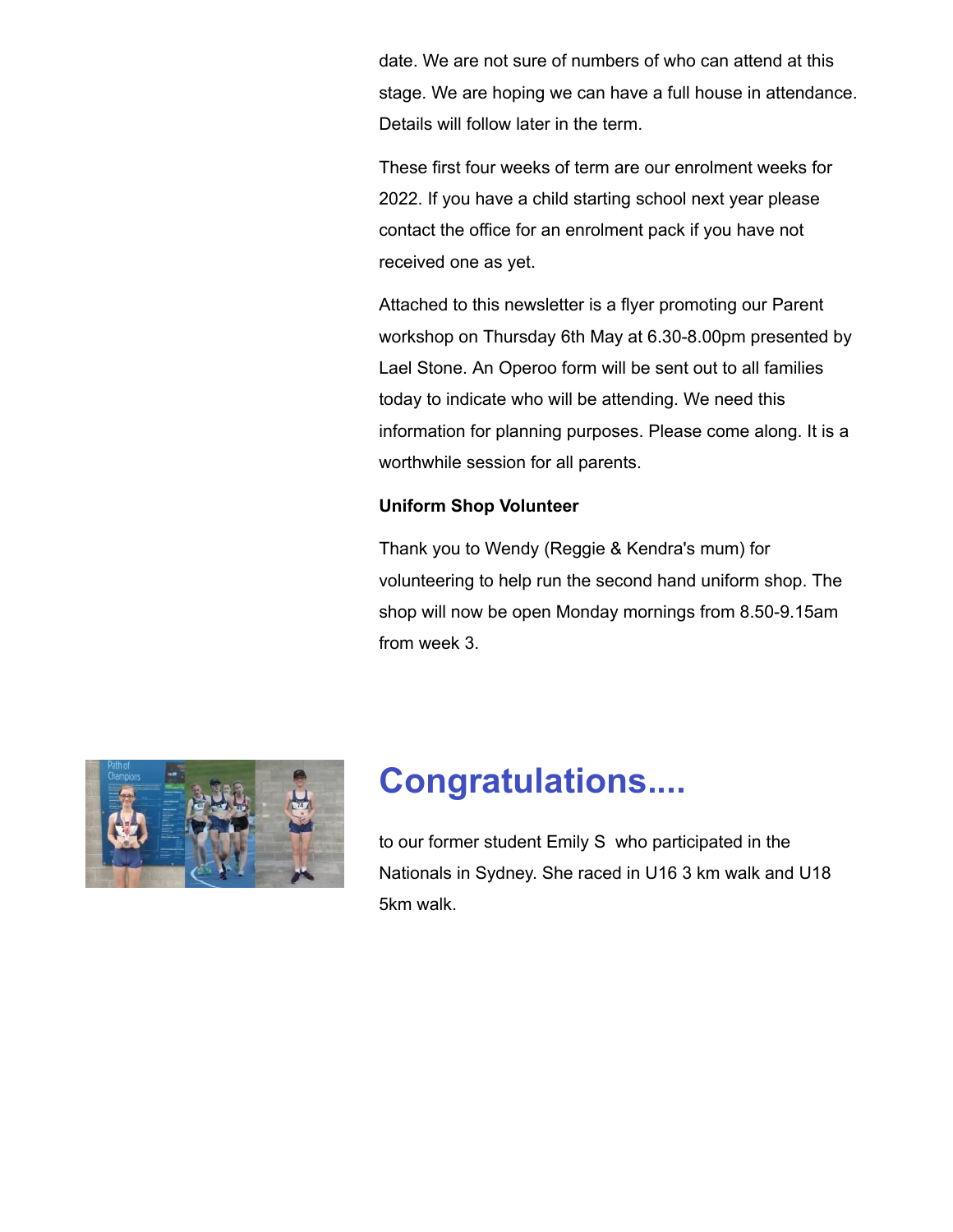date. We are not sure of numbers of who can attend at this stage. We are hoping we can have a full house in attendance. Details will follow later in the term.

These first four weeks of term are our enrolment weeks for 2022. If you have a child starting school next year please contact the office for an enrolment pack if you have not received one as yet.

Attached to this newsletter is a flyer promoting our Parent workshop on Thursday 6th May at 6.30-8.00pm presented by Lael Stone. An Operoo form will be sent out to all families today to indicate who will be attending. We need this information for planning purposes. Please come along. It is a worthwhile session for all parents.

**Uniform Shop Volunteer**

Thank you to Wendy (Reggie & Kendra's mum) for volunteering to help run the second hand uniform shop. The shop will now be open Monday mornings from 8.50-9.15am from week 3.

## Congratulations....

to our former student Emily S who participated in the Nationals in Sydney. She raced in U16 3 km walk and U18 5km walk.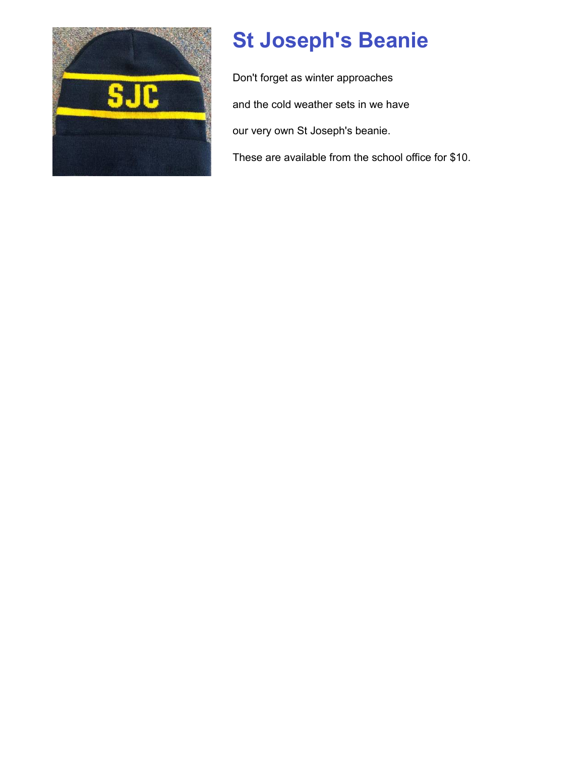# St Joseph's Beanie

Don't forget as winter approaches

and the cold weather sets in we have

our very own St Joseph's beanie.

These are available from the school office for $10.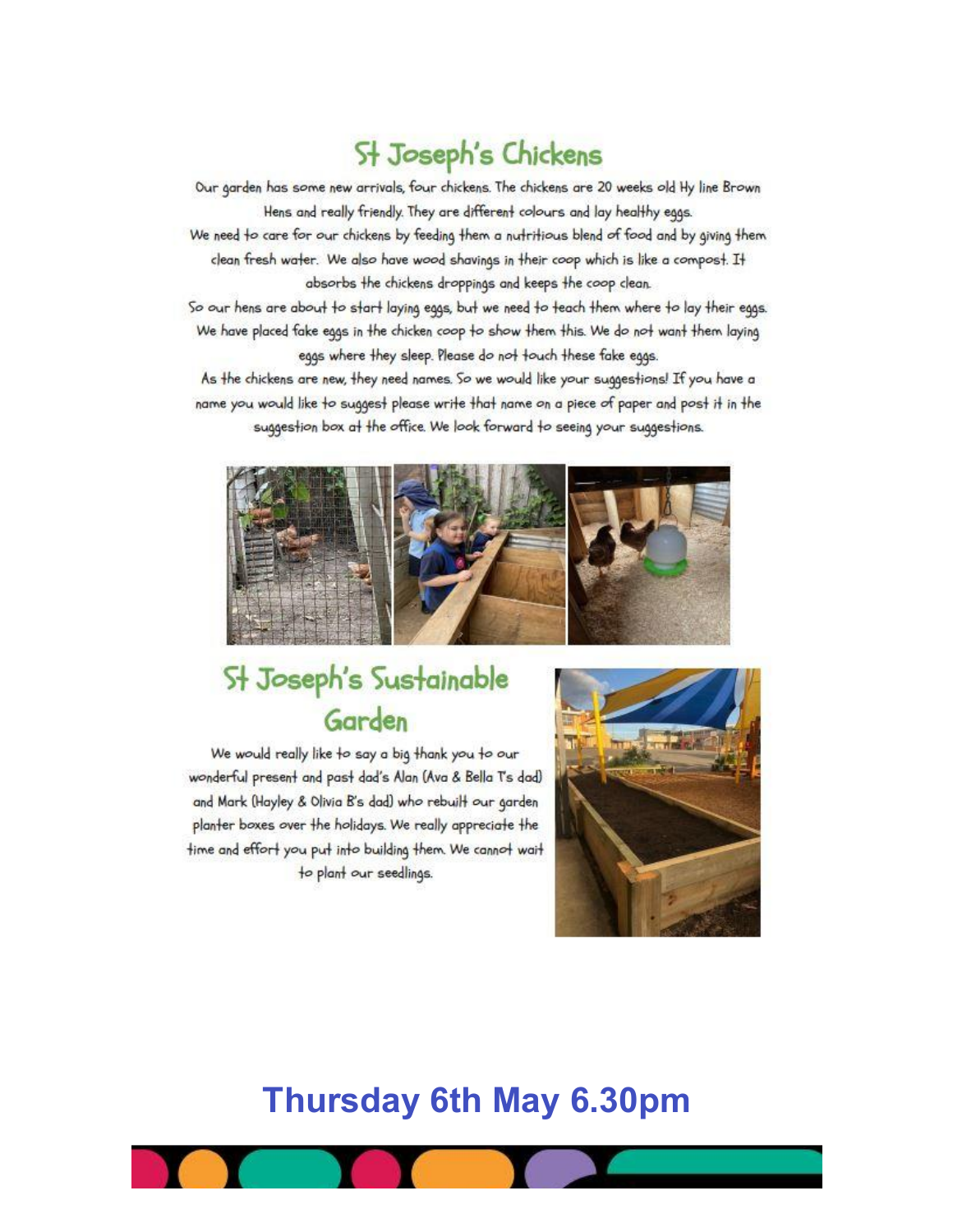## St Joseph's Chickens

Our garden has some new arrivals, four chickens. The chickens are 20 weeks old Hy line Brown Hens and really friendly. They are different colours and lay healthy eggs.
We need to care for our chickens by feeding them a nutritious blend of food and by giving them clean fresh water. We also have wood shavings in their coop which is like a compost. It absorbs the chickens droppings and keeps the coop clean.
So our hens are about to start laying eggs, but we need to teach them where to lay their eggs. We have placed fake eggs in the chicken coop to show them this. We do not want them laying eggs where they sleep. Please do not touch these fake eggs.
As the chickens are new, they need names. So we would like your suggestions! If you have a name you would like to suggest please write that name on a piece of paper and post it in the suggestion box at the office. We look forward to seeing your suggestions.

## St Joseph's Sustainable Garden

We would really like to say a big thank you to our wonderful present and past dad's Alan (Ava & Bella T's dad) and Mark (Hayley & Olivia B's dad) who rebuilt our garden planter boxes over the holidays. We really appreciate the time and effort you put into building them. We cannot wait to plant our seedlings.

## Thursday 6th May 6.30pm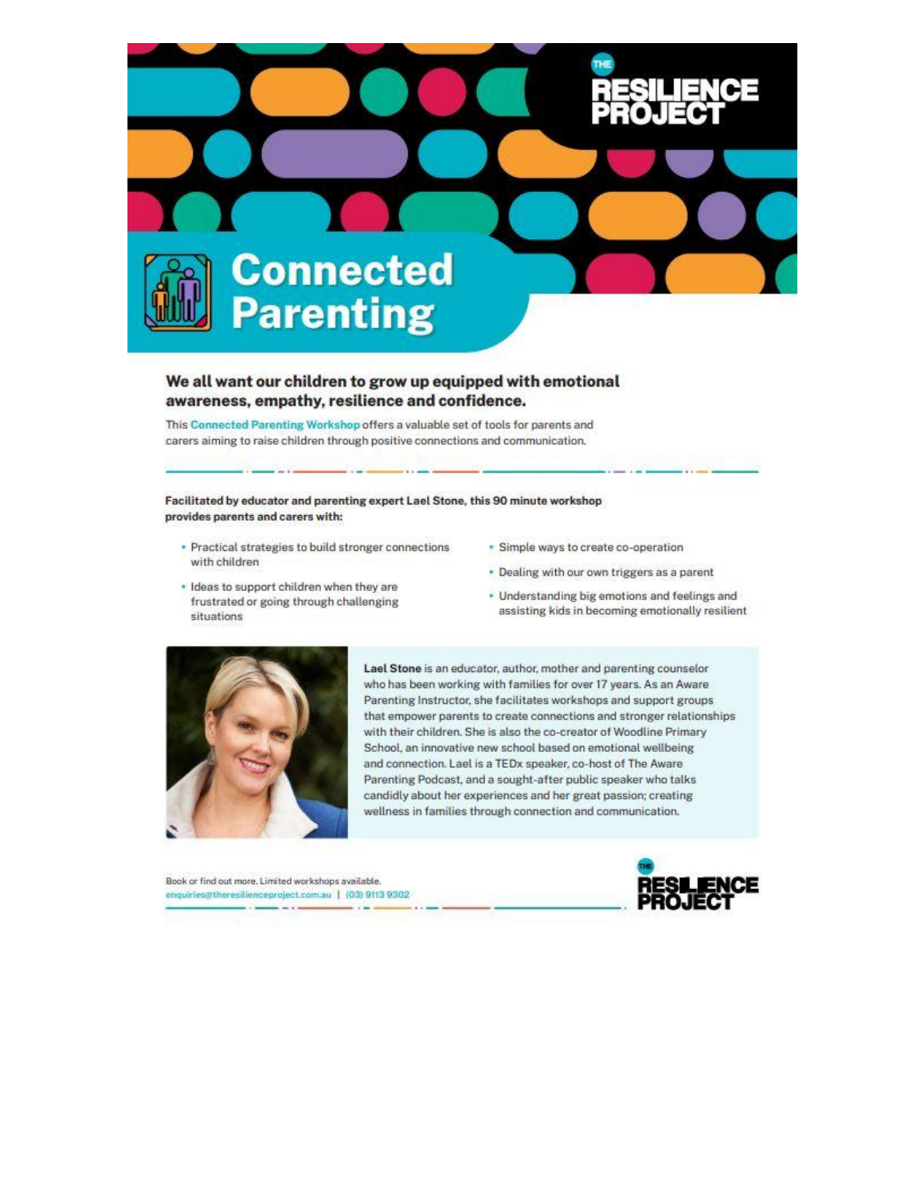THE RESILIENCE PROJECT

# Connected Parenting

## We all want our children to grow up equipped with emotional awareness, empathy, resilience and confidence.

This **Connected Parenting Workshop** offers a valuable set of tools for parents and carers aiming to raise children through positive connections and communication.

**Facilitated by educator and parenting expert Lael Stone, this 90 minute workshop provides parents and carers with:**

- Practical strategies to build stronger connections with children
- Ideas to support children when they are frustrated or going through challenging situations
- Simple ways to create co-operation
- Dealing with our own triggers as a parent
- Understanding big emotions and feelings and assisting kids in becoming emotionally resilient

**Lael Stone** is an educator, author, mother and parenting counselor who has been working with families for over 17 years. As an Aware Parenting Instructor, she facilitates workshops and support groups that empower parents to create connections and stronger relationships with their children. She is also the co-creator of Woodline Primary School, an innovative new school based on emotional wellbeing and connection. Lael is a TEDx speaker, co-host of The Aware Parenting Podcast, and a sought-after public speaker who talks candidly about her experiences and her great passion; creating wellness in families through connection and communication.

Book or find out more. Limited workshops available.
enquiries@theresilienceproject.com.au | (03) 9113 9302

THE RESILIENCE PROJECT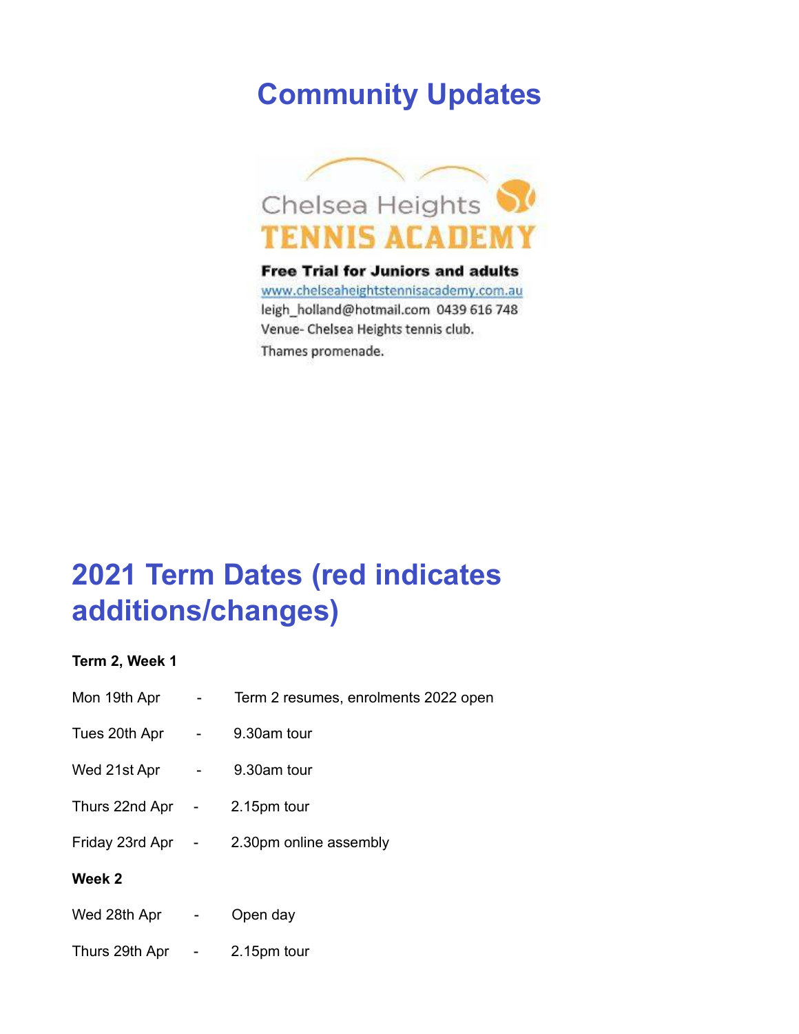# Community Updates

Chelsea Heights

TENNIS ACADEMY

**Free Trial for Juniors and adults**

www.chelseaheightstennisacademy.com.au

leigh_holland@hotmail.com 0439 616 748

Venue- Chelsea Heights tennis club.

Thames promenade.

# 2021 Term Dates (red indicates additions/changes)

**Term 2, Week 1**

Mon 19th Apr - Term 2 resumes, enrolments 2022 open

Tues 20th Apr - 9.30am tour

Wed 21st Apr - 9.30am tour

Thurs 22nd Apr - 2.15pm tour

Friday 23rd Apr - 2.30pm online assembly

**Week 2**

Wed 28th Apr - Open day

Thurs 29th Apr - 2.15pm tour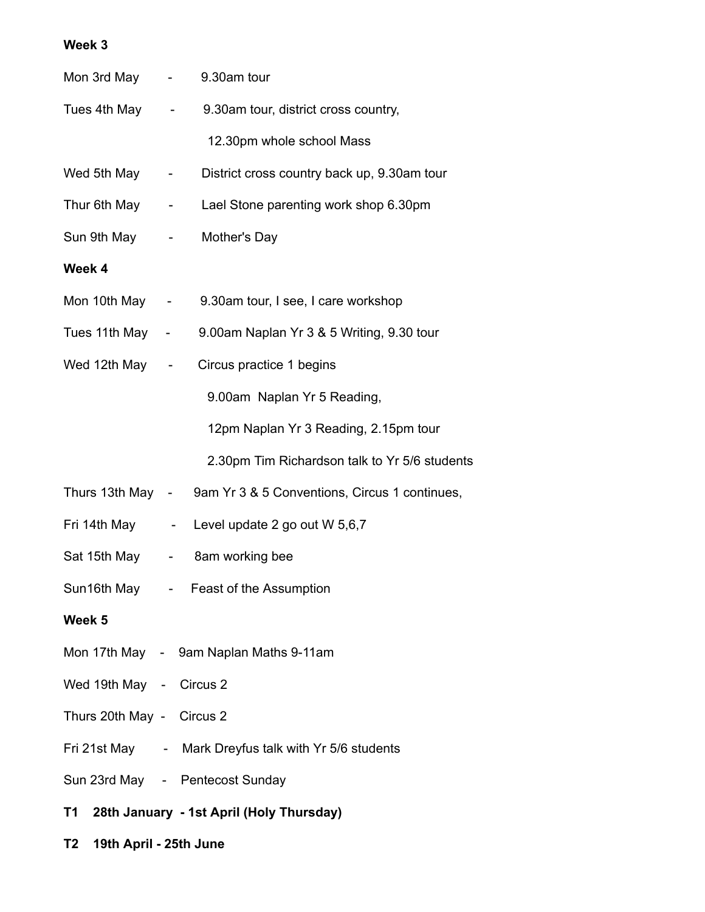**Week 3**

Mon 3rd May - 9.30am tour

Tues 4th May - 9.30am tour, district cross country,
12.30pm whole school Mass

Wed 5th May - District cross country back up, 9.30am tour

Thur 6th May - Lael Stone parenting work shop 6.30pm

Sun 9th May - Mother's Day

**Week 4**

Mon 10th May - 9.30am tour, I see, I care workshop

Tues 11th May - 9.00am Naplan Yr 3 & 5 Writing, 9.30 tour

Wed 12th May - Circus practice 1 begins
9.00am Naplan Yr 5 Reading,
12pm Naplan Yr 3 Reading, 2.15pm tour
2.30pm Tim Richardson talk to Yr 5/6 students

Thurs 13th May - 9am Yr 3 & 5 Conventions, Circus 1 continues,

Fri 14th May - Level update 2 go out W 5,6,7

Sat 15th May - 8am working bee

Sun16th May - Feast of the Assumption

**Week 5**

Mon 17th May - 9am Naplan Maths 9-11am

Wed 19th May - Circus 2

Thurs 20th May - Circus 2

Fri 21st May - Mark Dreyfus talk with Yr 5/6 students

Sun 23rd May - Pentecost Sunday

**T1 28th January - 1st April (Holy Thursday)**

**T2 19th April - 25th June**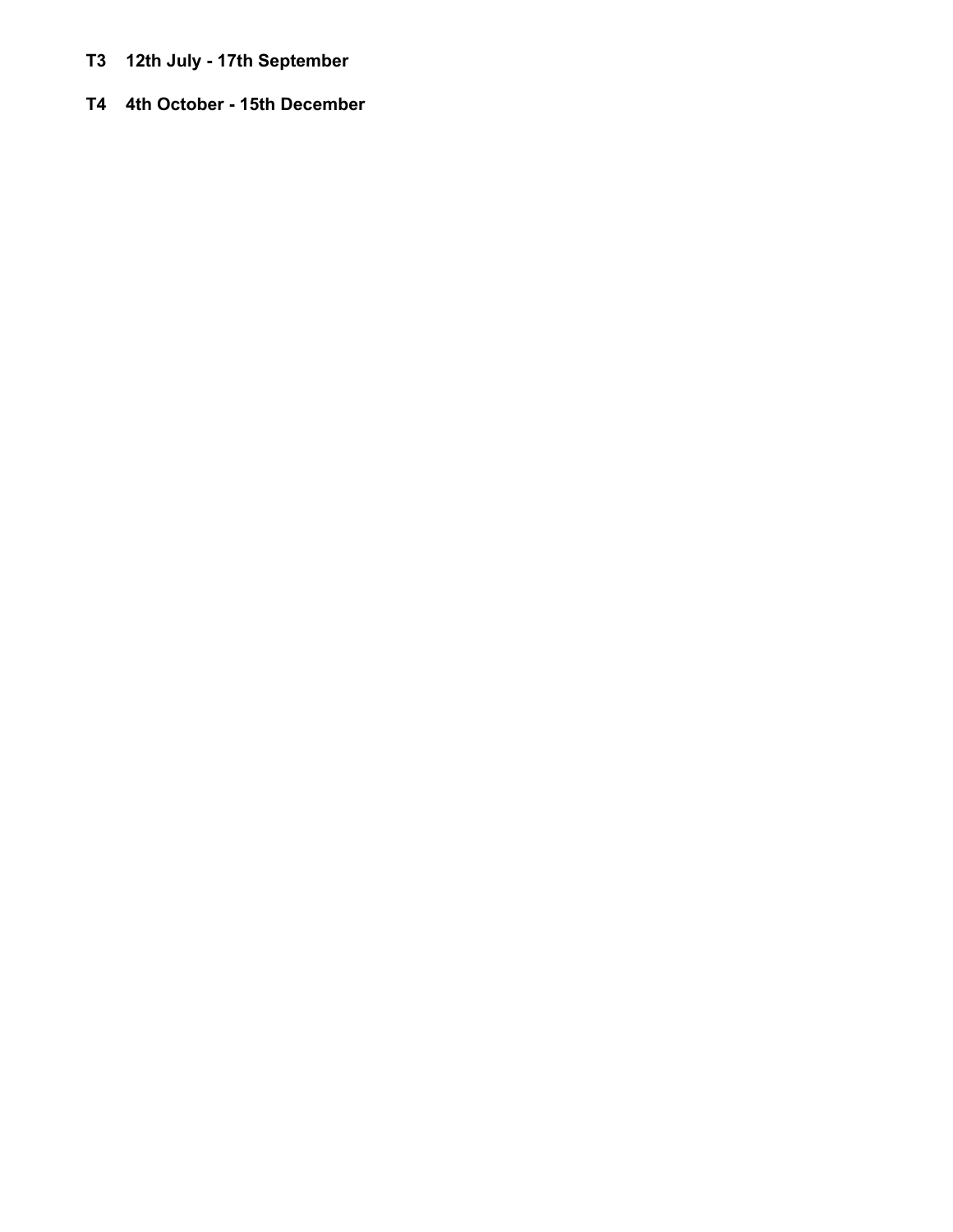**T3 12th July - 17th September**

**T4 4th October - 15th December**